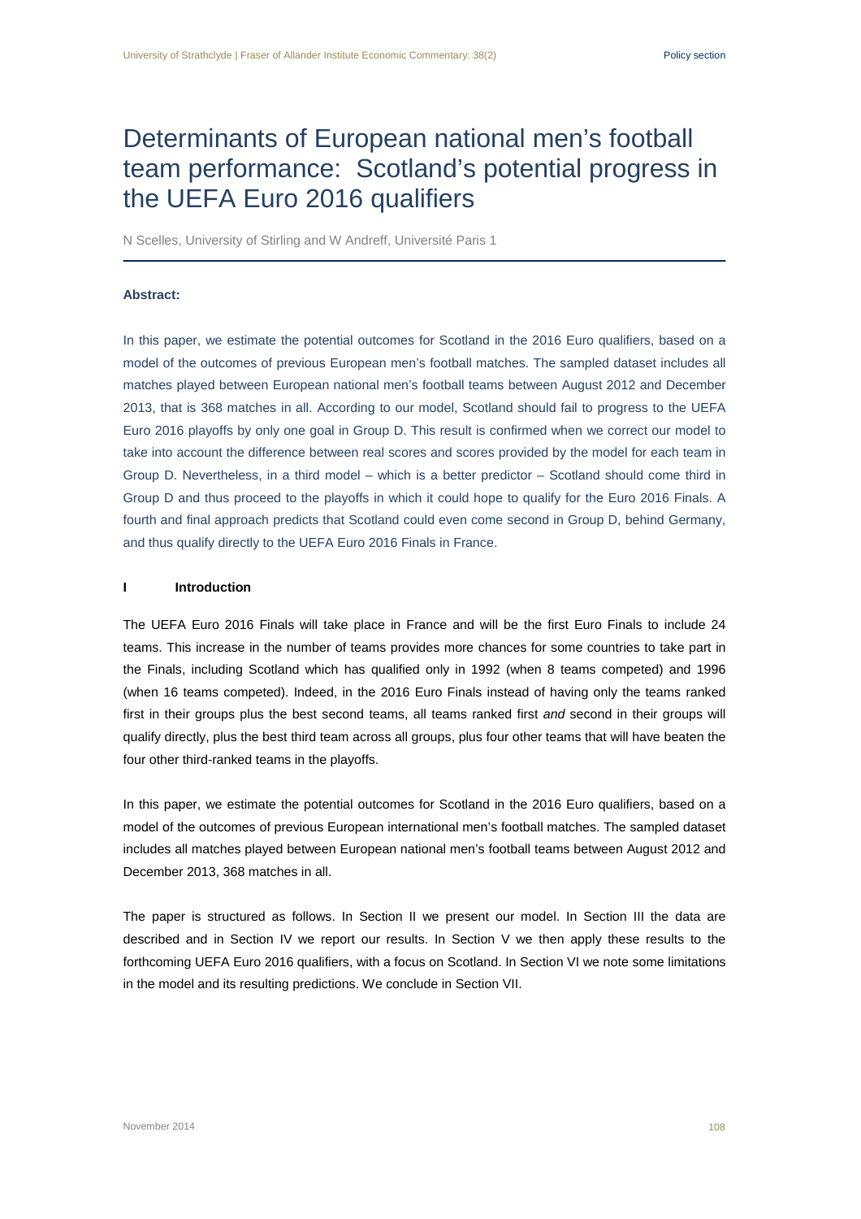# Determinants of European national men's football team performance: Scotland's potential progress in the UEFA Euro 2016 qualifiers

N Scelles, University of Stirling and W Andreff, Université Paris 1

**Abstract:**

In this paper, we estimate the potential outcomes for Scotland in the 2016 Euro qualifiers, based on a model of the outcomes of previous European men's football matches. The sampled dataset includes all matches played between European national men's football teams between August 2012 and December 2013, that is 368 matches in all. According to our model, Scotland should fail to progress to the UEFA Euro 2016 playoffs by only one goal in Group D. This result is confirmed when we correct our model to take into account the difference between real scores and scores provided by the model for each team in Group D. Nevertheless, in a third model – which is a better predictor – Scotland should come third in Group D and thus proceed to the playoffs in which it could hope to qualify for the Euro 2016 Finals. A fourth and final approach predicts that Scotland could even come second in Group D, behind Germany, and thus qualify directly to the UEFA Euro 2016 Finals in France.

## I Introduction

The UEFA Euro 2016 Finals will take place in France and will be the first Euro Finals to include 24 teams. This increase in the number of teams provides more chances for some countries to take part in the Finals, including Scotland which has qualified only in 1992 (when 8 teams competed) and 1996 (when 16 teams competed). Indeed, in the 2016 Euro Finals instead of having only the teams ranked first in their groups plus the best second teams, all teams ranked first *and* second in their groups will qualify directly, plus the best third team across all groups, plus four other teams that will have beaten the four other third-ranked teams in the playoffs.

In this paper, we estimate the potential outcomes for Scotland in the 2016 Euro qualifiers, based on a model of the outcomes of previous European international men's football matches. The sampled dataset includes all matches played between European national men's football teams between August 2012 and December 2013, 368 matches in all.

The paper is structured as follows. In Section II we present our model. In Section III the data are described and in Section IV we report our results. In Section V we then apply these results to the forthcoming UEFA Euro 2016 qualifiers, with a focus on Scotland. In Section VI we note some limitations in the model and its resulting predictions. We conclude in Section VII.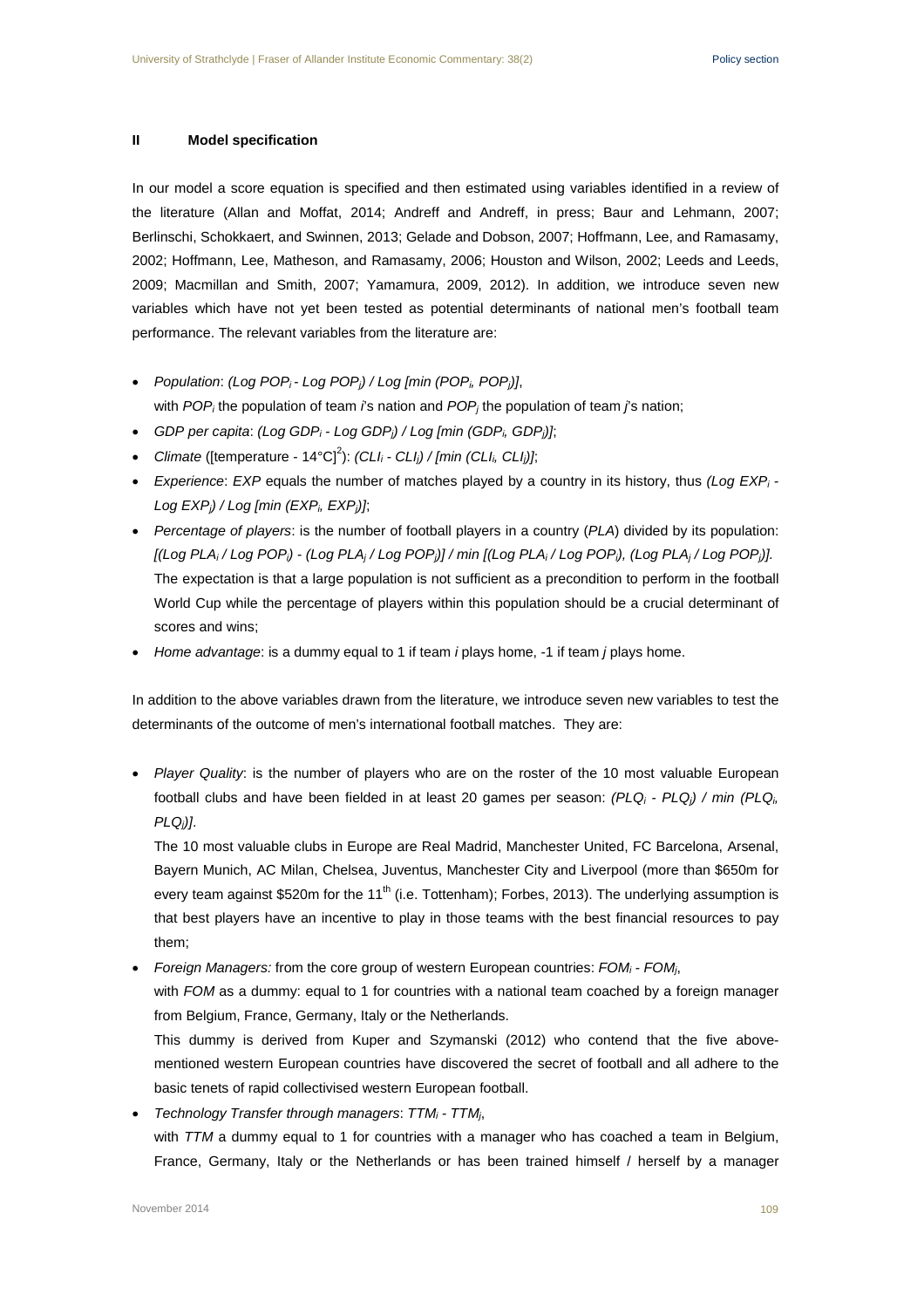## II Model specification

In our model a score equation is specified and then estimated using variables identified in a review of the literature (Allan and Moffat, 2014; Andreff and Andreff, in press; Baur and Lehmann, 2007; Berlinschi, Schokkaert, and Swinnen, 2013; Gelade and Dobson, 2007; Hoffmann, Lee, and Ramasamy, 2002; Hoffmann, Lee, Matheson, and Ramasamy, 2006; Houston and Wilson, 2002; Leeds and Leeds, 2009; Macmillan and Smith, 2007; Yamamura, 2009, 2012). In addition, we introduce seven new variables which have not yet been tested as potential determinants of national men's football team performance. The relevant variables from the literature are:

- *Population*: $(Log\ POP_i - Log\ POP_j) / Log\ [min\ (POP_i, POP_j)]$, with $POP_i$ the population of team *i*'s nation and $POP_j$ the population of team *j*'s nation;
- *GDP per capita*: $(Log\ GDP_i - Log\ GDP_j) / Log\ [min\ (GDP_i, GDP_j)]$;
- *Climate* ($[\text{temperature} - 14°C]^2$): $(CLI_i - CLI_j) / [min\ (CLI_i, CLI_j)]$;
- *Experience*: *EXP* equals the number of matches played by a country in its history, thus $(Log\ EXP_i - Log\ EXP_j) / Log\ [min\ (EXP_i, EXP_j)]$;
- *Percentage of players*: is the number of football players in a country (*PLA*) divided by its population: $[(Log\ PLA_i / Log\ POP_i) - (Log\ PLA_j / Log\ POP_j)] / min\ [(Log\ PLA_i / Log\ POP_i), (Log\ PLA_j / Log\ POP_j)]$. The expectation is that a large population is not sufficient as a precondition to perform in the football World Cup while the percentage of players within this population should be a crucial determinant of scores and wins;
- *Home advantage*: is a dummy equal to 1 if team *i* plays home, -1 if team *j* plays home.

In addition to the above variables drawn from the literature, we introduce seven new variables to test the determinants of the outcome of men's international football matches. They are:

- *Player Quality*: is the number of players who are on the roster of the 10 most valuable European football clubs and have been fielded in at least 20 games per season: $(PLQ_i - PLQ_j) / min\ (PLQ_i, PLQ_j)]$.

  The 10 most valuable clubs in Europe are Real Madrid, Manchester United, FC Barcelona, Arsenal, Bayern Munich, AC Milan, Chelsea, Juventus, Manchester City and Liverpool (more than \$650m for every team against \$520m for the 11th (i.e. Tottenham); Forbes, 2013). The underlying assumption is that best players have an incentive to play in those teams with the best financial resources to pay them;

- *Foreign Managers:* from the core group of western European countries: $FOM_i - FOM_j$, with *FOM* as a dummy: equal to 1 for countries with a national team coached by a foreign manager from Belgium, France, Germany, Italy or the Netherlands.

  This dummy is derived from Kuper and Szymanski (2012) who contend that the five above-mentioned western European countries have discovered the secret of football and all adhere to the basic tenets of rapid collectivised western European football.

- *Technology Transfer through managers*: $TTM_i - TTM_j$, with *TTM* a dummy equal to 1 for countries with a manager who has coached a team in Belgium, France, Germany, Italy or the Netherlands or has been trained himself / herself by a manager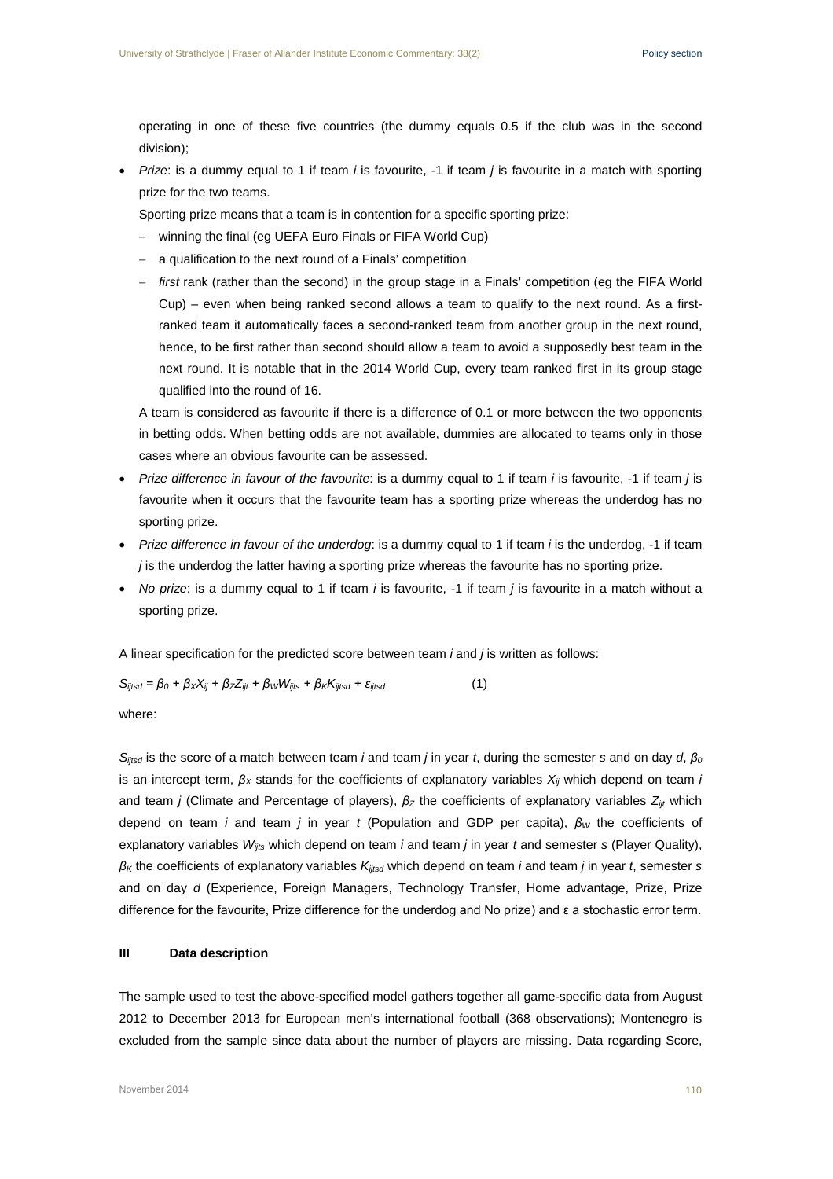operating in one of these five countries (the dummy equals 0.5 if the club was in the second division);

- *Prize*: is a dummy equal to 1 if team *i* is favourite, -1 if team *j* is favourite in a match with sporting prize for the two teams.

  Sporting prize means that a team is in contention for a specific sporting prize:

  - winning the final (eg UEFA Euro Finals or FIFA World Cup)
  - a qualification to the next round of a Finals' competition
  - *first* rank (rather than the second) in the group stage in a Finals' competition (eg the FIFA World Cup) – even when being ranked second allows a team to qualify to the next round. As a first-ranked team it automatically faces a second-ranked team from another group in the next round, hence, to be first rather than second should allow a team to avoid a supposedly best team in the next round. It is notable that in the 2014 World Cup, every team ranked first in its group stage qualified into the round of 16.

  A team is considered as favourite if there is a difference of 0.1 or more between the two opponents in betting odds. When betting odds are not available, dummies are allocated to teams only in those cases where an obvious favourite can be assessed.

- *Prize difference in favour of the favourite*: is a dummy equal to 1 if team *i* is favourite, -1 if team *j* is favourite when it occurs that the favourite team has a sporting prize whereas the underdog has no sporting prize.
- *Prize difference in favour of the underdog*: is a dummy equal to 1 if team *i* is the underdog, -1 if team *j* is the underdog the latter having a sporting prize whereas the favourite has no sporting prize.
- *No prize*: is a dummy equal to 1 if team *i* is favourite, -1 if team *j* is favourite in a match without a sporting prize.

A linear specification for the predicted score between team *i* and *j* is written as follows:

$$S_{ijtsd} = \beta_0 + \beta_X X_{ij} + \beta_Z Z_{ijt} + \beta_W W_{ijts} + \beta_K K_{ijtsd} + \varepsilon_{ijtsd} \qquad (1)$$

where:

$S_{ijtsd}$ is the score of a match between team *i* and team *j* in year *t*, during the semester *s* and on day *d*, $\beta_0$ is an intercept term, $\beta_X$ stands for the coefficients of explanatory variables $X_{ij}$ which depend on team *i* and team *j* (Climate and Percentage of players), $\beta_Z$ the coefficients of explanatory variables $Z_{ijt}$ which depend on team *i* and team *j* in year *t* (Population and GDP per capita), $\beta_W$ the coefficients of explanatory variables $W_{ijts}$ which depend on team *i* and team *j* in year *t* and semester *s* (Player Quality), $\beta_K$ the coefficients of explanatory variables $K_{ijtsd}$ which depend on team *i* and team *j* in year *t*, semester *s* and on day *d* (Experience, Foreign Managers, Technology Transfer, Home advantage, Prize, Prize difference for the favourite, Prize difference for the underdog and No prize) and ε a stochastic error term.

## III Data description

The sample used to test the above-specified model gathers together all game-specific data from August 2012 to December 2013 for European men's international football (368 observations); Montenegro is excluded from the sample since data about the number of players are missing. Data regarding Score,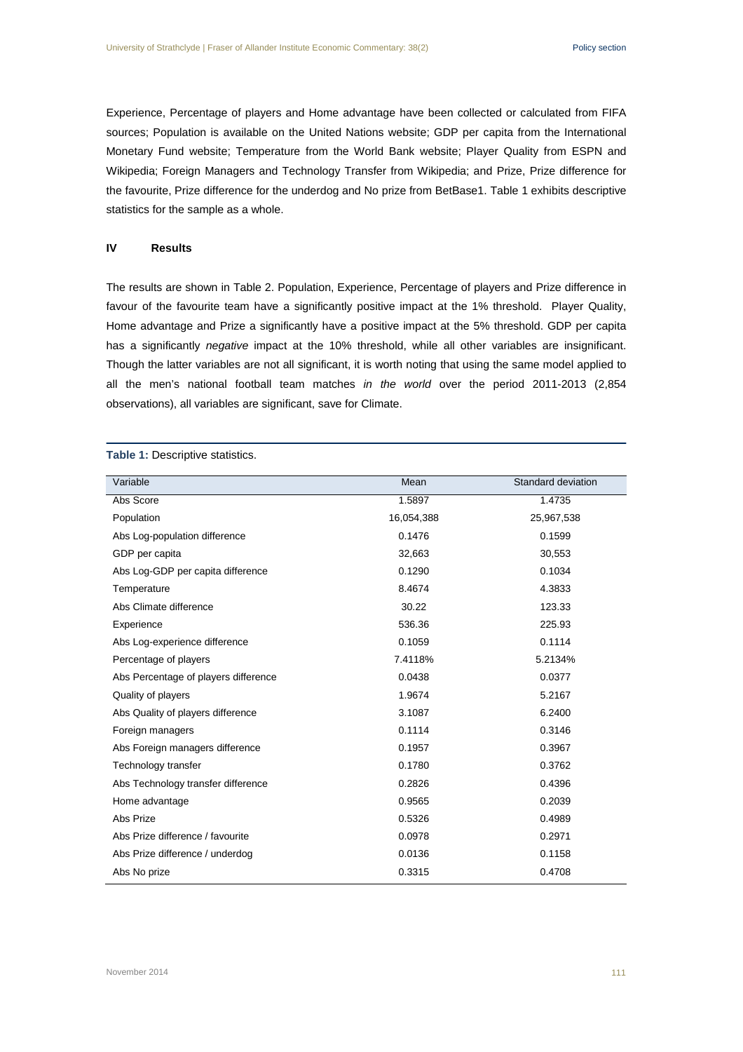Experience, Percentage of players and Home advantage have been collected or calculated from FIFA sources; Population is available on the United Nations website; GDP per capita from the International Monetary Fund website; Temperature from the World Bank website; Player Quality from ESPN and Wikipedia; Foreign Managers and Technology Transfer from Wikipedia; and Prize, Prize difference for the favourite, Prize difference for the underdog and No prize from BetBase1. Table 1 exhibits descriptive statistics for the sample as a whole.

## IV Results

The results are shown in Table 2. Population, Experience, Percentage of players and Prize difference in favour of the favourite team have a significantly positive impact at the 1% threshold. Player Quality, Home advantage and Prize a significantly have a positive impact at the 5% threshold. GDP per capita has a significantly *negative* impact at the 10% threshold, while all other variables are insignificant. Though the latter variables are not all significant, it is worth noting that using the same model applied to all the men's national football team matches *in the world* over the period 2011-2013 (2,854 observations), all variables are significant, save for Climate.

**Table 1:** Descriptive statistics.

| Variable | Mean | Standard deviation |
|---|---|---|
| Abs Score | 1.5897 | 1.4735 |
| Population | 16,054,388 | 25,967,538 |
| Abs Log-population difference | 0.1476 | 0.1599 |
| GDP per capita | 32,663 | 30,553 |
| Abs Log-GDP per capita difference | 0.1290 | 0.1034 |
| Temperature | 8.4674 | 4.3833 |
| Abs Climate difference | 30.22 | 123.33 |
| Experience | 536.36 | 225.93 |
| Abs Log-experience difference | 0.1059 | 0.1114 |
| Percentage of players | 7.4118% | 5.2134% |
| Abs Percentage of players difference | 0.0438 | 0.0377 |
| Quality of players | 1.9674 | 5.2167 |
| Abs Quality of players difference | 3.1087 | 6.2400 |
| Foreign managers | 0.1114 | 0.3146 |
| Abs Foreign managers difference | 0.1957 | 0.3967 |
| Technology transfer | 0.1780 | 0.3762 |
| Abs Technology transfer difference | 0.2826 | 0.4396 |
| Home advantage | 0.9565 | 0.2039 |
| Abs Prize | 0.5326 | 0.4989 |
| Abs Prize difference / favourite | 0.0978 | 0.2971 |
| Abs Prize difference / underdog | 0.0136 | 0.1158 |
| Abs No prize | 0.3315 | 0.4708 |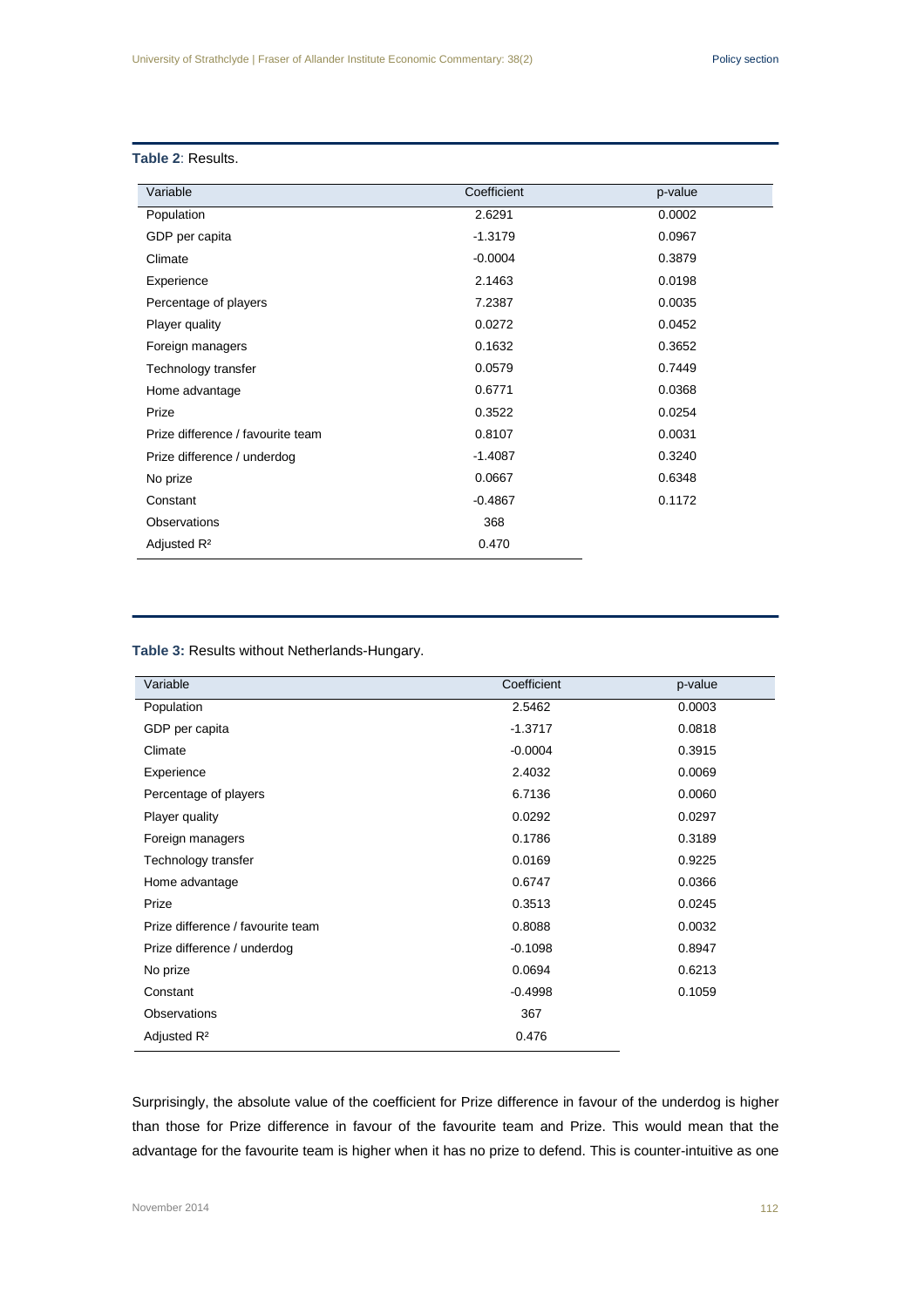**Table 2**: Results.

| Variable | Coefficient | p-value |
|---|---|---|
| Population | 2.6291 | 0.0002 |
| GDP per capita | -1.3179 | 0.0967 |
| Climate | -0.0004 | 0.3879 |
| Experience | 2.1463 | 0.0198 |
| Percentage of players | 7.2387 | 0.0035 |
| Player quality | 0.0272 | 0.0452 |
| Foreign managers | 0.1632 | 0.3652 |
| Technology transfer | 0.0579 | 0.7449 |
| Home advantage | 0.6771 | 0.0368 |
| Prize | 0.3522 | 0.0254 |
| Prize difference / favourite team | 0.8107 | 0.0031 |
| Prize difference / underdog | -1.4087 | 0.3240 |
| No prize | 0.0667 | 0.6348 |
| Constant | -0.4867 | 0.1172 |
| Observations | 368 | |
| Adjusted $R^2$ | 0.470 | |

**Table 3:** Results without Netherlands-Hungary.

| Variable | Coefficient | p-value |
|---|---|---|
| Population | 2.5462 | 0.0003 |
| GDP per capita | -1.3717 | 0.0818 |
| Climate | -0.0004 | 0.3915 |
| Experience | 2.4032 | 0.0069 |
| Percentage of players | 6.7136 | 0.0060 |
| Player quality | 0.0292 | 0.0297 |
| Foreign managers | 0.1786 | 0.3189 |
| Technology transfer | 0.0169 | 0.9225 |
| Home advantage | 0.6747 | 0.0366 |
| Prize | 0.3513 | 0.0245 |
| Prize difference / favourite team | 0.8088 | 0.0032 |
| Prize difference / underdog | -0.1098 | 0.8947 |
| No prize | 0.0694 | 0.6213 |
| Constant | -0.4998 | 0.1059 |
| Observations | 367 | |
| Adjusted $R^2$ | 0.476 | |

Surprisingly, the absolute value of the coefficient for Prize difference in favour of the underdog is higher than those for Prize difference in favour of the favourite team and Prize. This would mean that the advantage for the favourite team is higher when it has no prize to defend. This is counter-intuitive as one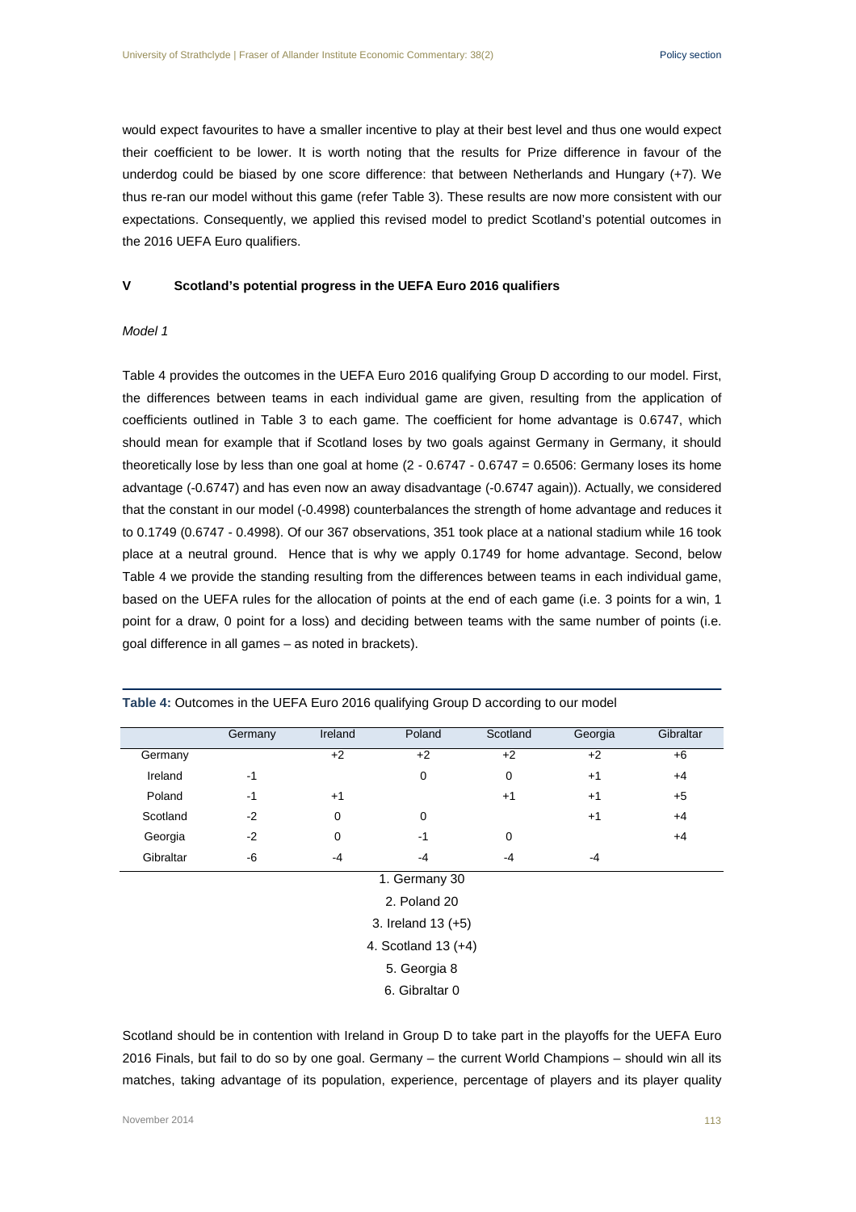would expect favourites to have a smaller incentive to play at their best level and thus one would expect their coefficient to be lower. It is worth noting that the results for Prize difference in favour of the underdog could be biased by one score difference: that between Netherlands and Hungary (+7). We thus re-ran our model without this game (refer Table 3). These results are now more consistent with our expectations. Consequently, we applied this revised model to predict Scotland's potential outcomes in the 2016 UEFA Euro qualifiers.

## V Scotland's potential progress in the UEFA Euro 2016 qualifiers

*Model 1*

Table 4 provides the outcomes in the UEFA Euro 2016 qualifying Group D according to our model. First, the differences between teams in each individual game are given, resulting from the application of coefficients outlined in Table 3 to each game. The coefficient for home advantage is 0.6747, which should mean for example that if Scotland loses by two goals against Germany in Germany, it should theoretically lose by less than one goal at home (2 - 0.6747 - 0.6747 = 0.6506: Germany loses its home advantage (-0.6747) and has even now an away disadvantage (-0.6747 again)). Actually, we considered that the constant in our model (-0.4998) counterbalances the strength of home advantage and reduces it to 0.1749 (0.6747 - 0.4998). Of our 367 observations, 351 took place at a national stadium while 16 took place at a neutral ground. Hence that is why we apply 0.1749 for home advantage. Second, below Table 4 we provide the standing resulting from the differences between teams in each individual game, based on the UEFA rules for the allocation of points at the end of each game (i.e. 3 points for a win, 1 point for a draw, 0 point for a loss) and deciding between teams with the same number of points (i.e. goal difference in all games – as noted in brackets).

**Table 4:** Outcomes in the UEFA Euro 2016 qualifying Group D according to our model

| | Germany | Ireland | Poland | Scotland | Georgia | Gibraltar |
|---|---|---|---|---|---|---|
| Germany | | +2 | +2 | +2 | +2 | +6 |
| Ireland | -1 | | 0 | 0 | +1 | +4 |
| Poland | -1 | +1 | | +1 | +1 | +5 |
| Scotland | -2 | 0 | 0 | | +1 | +4 |
| Georgia | -2 | 0 | -1 | 0 | | +4 |
| Gibraltar | -6 | -4 | -4 | -4 | -4 | |

1. Germany 30
2. Poland 20
3. Ireland 13 (+5)
4. Scotland 13 (+4)
5. Georgia 8
6. Gibraltar 0

Scotland should be in contention with Ireland in Group D to take part in the playoffs for the UEFA Euro 2016 Finals, but fail to do so by one goal. Germany – the current World Champions – should win all its matches, taking advantage of its population, experience, percentage of players and its player quality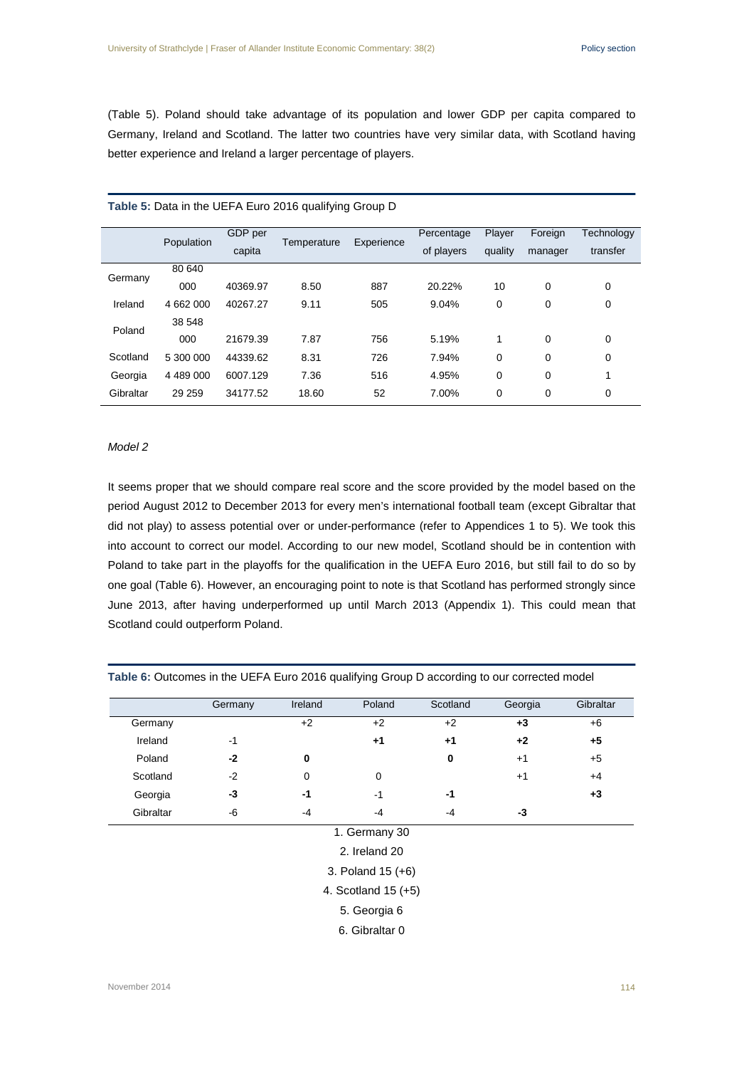(Table 5). Poland should take advantage of its population and lower GDP per capita compared to Germany, Ireland and Scotland. The latter two countries have very similar data, with Scotland having better experience and Ireland a larger percentage of players.

**Table 5:** Data in the UEFA Euro 2016 qualifying Group D

| | Population | GDP per capita | Temperature | Experience | Percentage of players | Player quality | Foreign manager | Technology transfer |
|---|---|---|---|---|---|---|---|---|
| Germany | 80 640 000 | 40369.97 | 8.50 | 887 | 20.22% | 10 | 0 | 0 |
| Ireland | 4 662 000 | 40267.27 | 9.11 | 505 | 9.04% | 0 | 0 | 0 |
| Poland | 38 548 000 | 21679.39 | 7.87 | 756 | 5.19% | 1 | 0 | 0 |
| Scotland | 5 300 000 | 44339.62 | 8.31 | 726 | 7.94% | 0 | 0 | 0 |
| Georgia | 4 489 000 | 6007.129 | 7.36 | 516 | 4.95% | 0 | 0 | 1 |
| Gibraltar | 29 259 | 34177.52 | 18.60 | 52 | 7.00% | 0 | 0 | 0 |

*Model 2*

It seems proper that we should compare real score and the score provided by the model based on the period August 2012 to December 2013 for every men's international football team (except Gibraltar that did not play) to assess potential over or under-performance (refer to Appendices 1 to 5). We took this into account to correct our model. According to our new model, Scotland should be in contention with Poland to take part in the playoffs for the qualification in the UEFA Euro 2016, but still fail to do so by one goal (Table 6). However, an encouraging point to note is that Scotland has performed strongly since June 2013, after having underperformed up until March 2013 (Appendix 1). This could mean that Scotland could outperform Poland.

**Table 6:** Outcomes in the UEFA Euro 2016 qualifying Group D according to our corrected model

| | Germany | Ireland | Poland | Scotland | Georgia | Gibraltar |
|---|---|---|---|---|---|---|
| Germany | | +2 | +2 | +2 | **+3** | +6 |
| Ireland | -1 | | **+1** | **+1** | **+2** | **+5** |
| Poland | **-2** | **0** | | **0** | +1 | +5 |
| Scotland | -2 | 0 | 0 | | +1 | +4 |
| Georgia | **-3** | **-1** | -1 | **-1** | | **+3** |
| Gibraltar | -6 | -4 | -4 | -4 | **-3** | |

1. Germany 30
2. Ireland 20
3. Poland 15 (+6)
4. Scotland 15 (+5)
5. Georgia 6
6. Gibraltar 0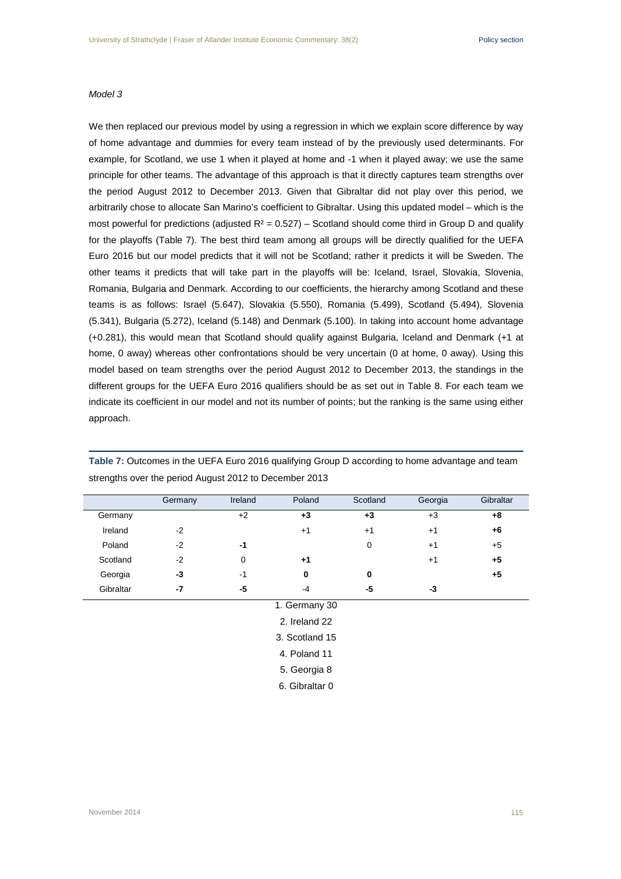*Model 3*

We then replaced our previous model by using a regression in which we explain score difference by way of home advantage and dummies for every team instead of by the previously used determinants. For example, for Scotland, we use 1 when it played at home and -1 when it played away; we use the same principle for other teams. The advantage of this approach is that it directly captures team strengths over the period August 2012 to December 2013. Given that Gibraltar did not play over this period, we arbitrarily chose to allocate San Marino's coefficient to Gibraltar. Using this updated model – which is the most powerful for predictions (adjusted $R^2 = 0.527$) – Scotland should come third in Group D and qualify for the playoffs (Table 7). The best third team among all groups will be directly qualified for the UEFA Euro 2016 but our model predicts that it will not be Scotland; rather it predicts it will be Sweden. The other teams it predicts that will take part in the playoffs will be: Iceland, Israel, Slovakia, Slovenia, Romania, Bulgaria and Denmark. According to our coefficients, the hierarchy among Scotland and these teams is as follows: Israel (5.647), Slovakia (5.550), Romania (5.499), Scotland (5.494), Slovenia (5.341), Bulgaria (5.272), Iceland (5.148) and Denmark (5.100). In taking into account home advantage (+0.281), this would mean that Scotland should qualify against Bulgaria, Iceland and Denmark (+1 at home, 0 away) whereas other confrontations should be very uncertain (0 at home, 0 away). Using this model based on team strengths over the period August 2012 to December 2013, the standings in the different groups for the UEFA Euro 2016 qualifiers should be as set out in Table 8. For each team we indicate its coefficient in our model and not its number of points; but the ranking is the same using either approach.

**Table 7:** Outcomes in the UEFA Euro 2016 qualifying Group D according to home advantage and team strengths over the period August 2012 to December 2013

| | Germany | Ireland | Poland | Scotland | Georgia | Gibraltar |
|---|---|---|---|---|---|---|
| Germany | | +2 | **+3** | **+3** | +3 | **+8** |
| Ireland | -2 | | +1 | +1 | +1 | **+6** |
| Poland | -2 | **-1** | | 0 | +1 | +5 |
| Scotland | -2 | 0 | **+1** | | +1 | **+5** |
| Georgia | **-3** | -1 | **0** | **0** | | **+5** |
| Gibraltar | **-7** | **-5** | -4 | **-5** | **-3** | |

1. Germany 30
2. Ireland 22
3. Scotland 15
4. Poland 11
5. Georgia 8
6. Gibraltar 0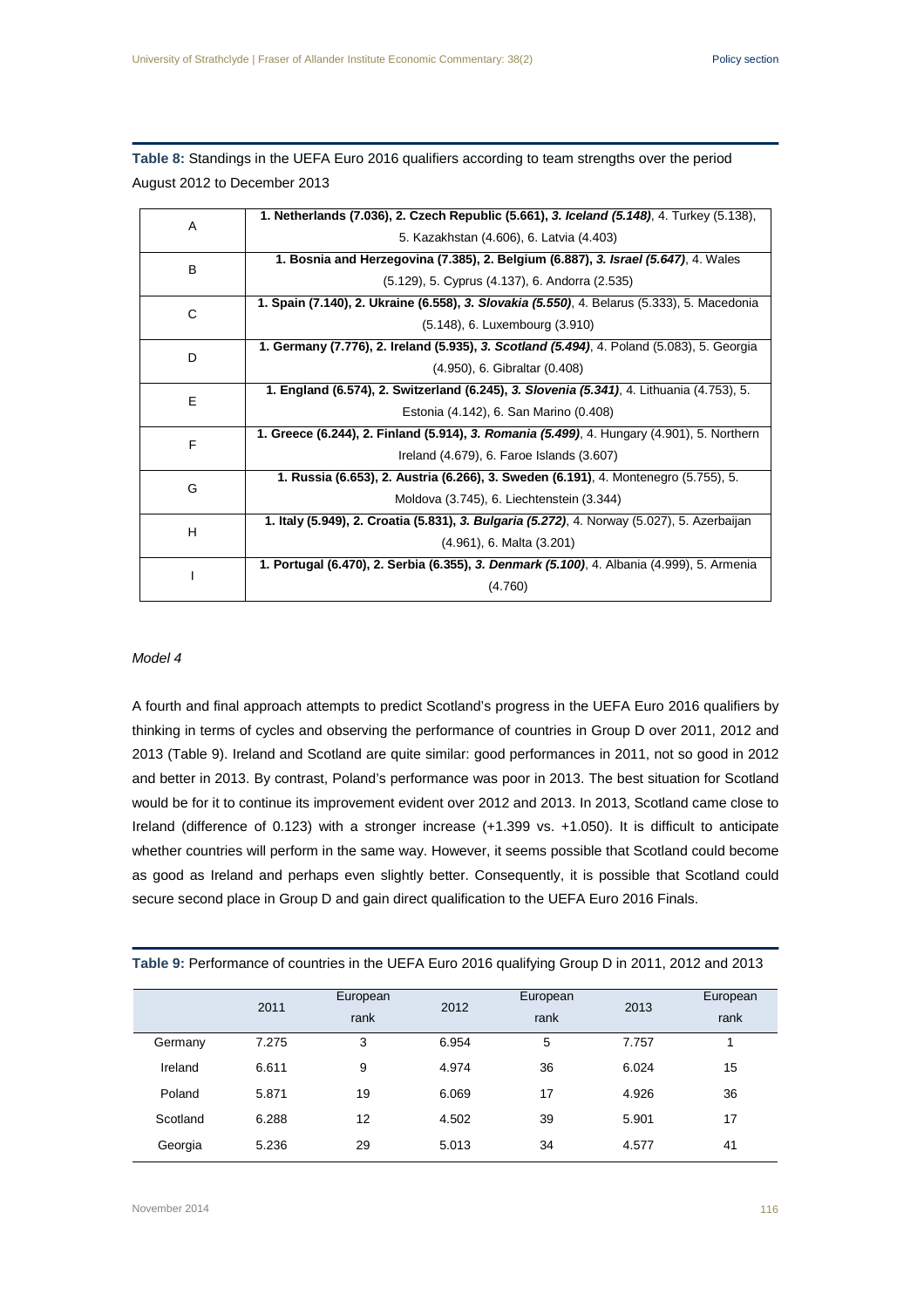**Table 8:** Standings in the UEFA Euro 2016 qualifiers according to team strengths over the period August 2012 to December 2013

| | |
|---|---|
| A | **1. Netherlands (7.036), 2. Czech Republic (5.661), *3. Iceland (5.148)***, 4. Turkey (5.138), 5. Kazakhstan (4.606), 6. Latvia (4.403) |
| B | **1. Bosnia and Herzegovina (7.385), 2. Belgium (6.887), *3. Israel (5.647)***, 4. Wales (5.129), 5. Cyprus (4.137), 6. Andorra (2.535) |
| C | **1. Spain (7.140), 2. Ukraine (6.558), *3. Slovakia (5.550)***, 4. Belarus (5.333), 5. Macedonia (5.148), 6. Luxembourg (3.910) |
| D | **1. Germany (7.776), 2. Ireland (5.935), *3. Scotland (5.494)***, 4. Poland (5.083), 5. Georgia (4.950), 6. Gibraltar (0.408) |
| E | **1. England (6.574), 2. Switzerland (6.245), *3. Slovenia (5.341)***, 4. Lithuania (4.753), 5. Estonia (4.142), 6. San Marino (0.408) |
| F | **1. Greece (6.244), 2. Finland (5.914), *3. Romania (5.499)***, 4. Hungary (4.901), 5. Northern Ireland (4.679), 6. Faroe Islands (3.607) |
| G | **1. Russia (6.653), 2. Austria (6.266), 3. Sweden (6.191)**, 4. Montenegro (5.755), 5. Moldova (3.745), 6. Liechtenstein (3.344) |
| H | **1. Italy (5.949), 2. Croatia (5.831), *3. Bulgaria (5.272)***, 4. Norway (5.027), 5. Azerbaijan (4.961), 6. Malta (3.201) |
| I | **1. Portugal (6.470), 2. Serbia (6.355), *3. Denmark (5.100)***, 4. Albania (4.999), 5. Armenia (4.760) |

*Model 4*

A fourth and final approach attempts to predict Scotland's progress in the UEFA Euro 2016 qualifiers by thinking in terms of cycles and observing the performance of countries in Group D over 2011, 2012 and 2013 (Table 9). Ireland and Scotland are quite similar: good performances in 2011, not so good in 2012 and better in 2013. By contrast, Poland's performance was poor in 2013. The best situation for Scotland would be for it to continue its improvement evident over 2012 and 2013. In 2013, Scotland came close to Ireland (difference of 0.123) with a stronger increase (+1.399 vs. +1.050). It is difficult to anticipate whether countries will perform in the same way. However, it seems possible that Scotland could become as good as Ireland and perhaps even slightly better. Consequently, it is possible that Scotland could secure second place in Group D and gain direct qualification to the UEFA Euro 2016 Finals.

**Table 9:** Performance of countries in the UEFA Euro 2016 qualifying Group D in 2011, 2012 and 2013

| | 2011 | European rank | 2012 | European rank | 2013 | European rank |
|---|---|---|---|---|---|---|
| Germany | 7.275 | 3 | 6.954 | 5 | 7.757 | 1 |
| Ireland | 6.611 | 9 | 4.974 | 36 | 6.024 | 15 |
| Poland | 5.871 | 19 | 6.069 | 17 | 4.926 | 36 |
| Scotland | 6.288 | 12 | 4.502 | 39 | 5.901 | 17 |
| Georgia | 5.236 | 29 | 5.013 | 34 | 4.577 | 41 |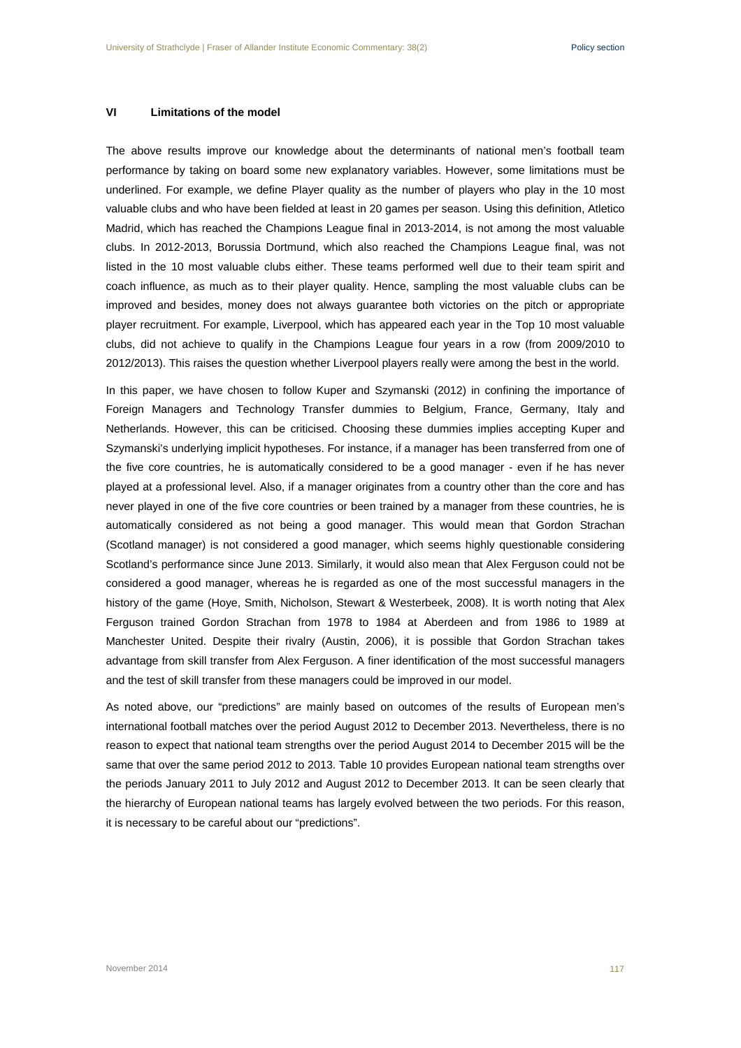## VI Limitations of the model

The above results improve our knowledge about the determinants of national men's football team performance by taking on board some new explanatory variables. However, some limitations must be underlined. For example, we define Player quality as the number of players who play in the 10 most valuable clubs and who have been fielded at least in 20 games per season. Using this definition, Atletico Madrid, which has reached the Champions League final in 2013-2014, is not among the most valuable clubs. In 2012-2013, Borussia Dortmund, which also reached the Champions League final, was not listed in the 10 most valuable clubs either. These teams performed well due to their team spirit and coach influence, as much as to their player quality. Hence, sampling the most valuable clubs can be improved and besides, money does not always guarantee both victories on the pitch or appropriate player recruitment. For example, Liverpool, which has appeared each year in the Top 10 most valuable clubs, did not achieve to qualify in the Champions League four years in a row (from 2009/2010 to 2012/2013). This raises the question whether Liverpool players really were among the best in the world.

In this paper, we have chosen to follow Kuper and Szymanski (2012) in confining the importance of Foreign Managers and Technology Transfer dummies to Belgium, France, Germany, Italy and Netherlands. However, this can be criticised. Choosing these dummies implies accepting Kuper and Szymanski's underlying implicit hypotheses. For instance, if a manager has been transferred from one of the five core countries, he is automatically considered to be a good manager - even if he has never played at a professional level. Also, if a manager originates from a country other than the core and has never played in one of the five core countries or been trained by a manager from these countries, he is automatically considered as not being a good manager. This would mean that Gordon Strachan (Scotland manager) is not considered a good manager, which seems highly questionable considering Scotland's performance since June 2013. Similarly, it would also mean that Alex Ferguson could not be considered a good manager, whereas he is regarded as one of the most successful managers in the history of the game (Hoye, Smith, Nicholson, Stewart & Westerbeek, 2008). It is worth noting that Alex Ferguson trained Gordon Strachan from 1978 to 1984 at Aberdeen and from 1986 to 1989 at Manchester United. Despite their rivalry (Austin, 2006), it is possible that Gordon Strachan takes advantage from skill transfer from Alex Ferguson. A finer identification of the most successful managers and the test of skill transfer from these managers could be improved in our model.

As noted above, our "predictions" are mainly based on outcomes of the results of European men's international football matches over the period August 2012 to December 2013. Nevertheless, there is no reason to expect that national team strengths over the period August 2014 to December 2015 will be the same that over the same period 2012 to 2013. Table 10 provides European national team strengths over the periods January 2011 to July 2012 and August 2012 to December 2013. It can be seen clearly that the hierarchy of European national teams has largely evolved between the two periods. For this reason, it is necessary to be careful about our "predictions".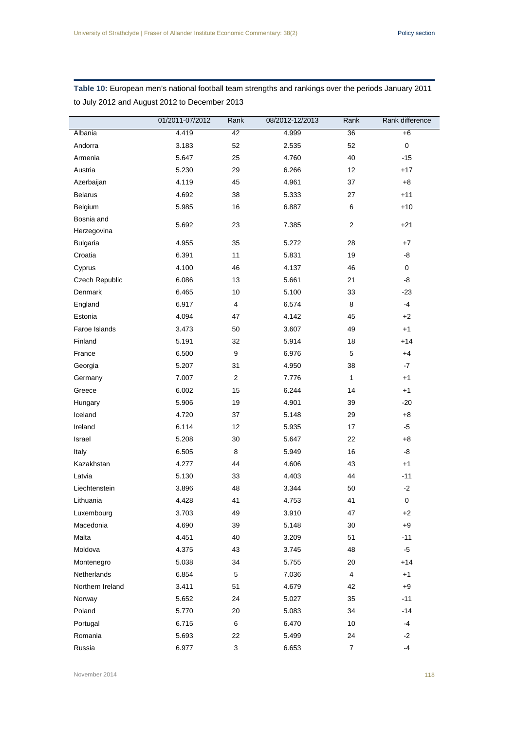**Table 10:** European men's national football team strengths and rankings over the periods January 2011 to July 2012 and August 2012 to December 2013

| | 01/2011-07/2012 | Rank | 08/2012-12/2013 | Rank | Rank difference |
|---|---|---|---|---|---|
| Albania | 4.419 | 42 | 4.999 | 36 | +6 |
| Andorra | 3.183 | 52 | 2.535 | 52 | 0 |
| Armenia | 5.647 | 25 | 4.760 | 40 | -15 |
| Austria | 5.230 | 29 | 6.266 | 12 | +17 |
| Azerbaijan | 4.119 | 45 | 4.961 | 37 | +8 |
| Belarus | 4.692 | 38 | 5.333 | 27 | +11 |
| Belgium | 5.985 | 16 | 6.887 | 6 | +10 |
| Bosnia and Herzegovina | 5.692 | 23 | 7.385 | 2 | +21 |
| Bulgaria | 4.955 | 35 | 5.272 | 28 | +7 |
| Croatia | 6.391 | 11 | 5.831 | 19 | -8 |
| Cyprus | 4.100 | 46 | 4.137 | 46 | 0 |
| Czech Republic | 6.086 | 13 | 5.661 | 21 | -8 |
| Denmark | 6.465 | 10 | 5.100 | 33 | -23 |
| England | 6.917 | 4 | 6.574 | 8 | -4 |
| Estonia | 4.094 | 47 | 4.142 | 45 | +2 |
| Faroe Islands | 3.473 | 50 | 3.607 | 49 | +1 |
| Finland | 5.191 | 32 | 5.914 | 18 | +14 |
| France | 6.500 | 9 | 6.976 | 5 | +4 |
| Georgia | 5.207 | 31 | 4.950 | 38 | -7 |
| Germany | 7.007 | 2 | 7.776 | 1 | +1 |
| Greece | 6.002 | 15 | 6.244 | 14 | +1 |
| Hungary | 5.906 | 19 | 4.901 | 39 | -20 |
| Iceland | 4.720 | 37 | 5.148 | 29 | +8 |
| Ireland | 6.114 | 12 | 5.935 | 17 | -5 |
| Israel | 5.208 | 30 | 5.647 | 22 | +8 |
| Italy | 6.505 | 8 | 5.949 | 16 | -8 |
| Kazakhstan | 4.277 | 44 | 4.606 | 43 | +1 |
| Latvia | 5.130 | 33 | 4.403 | 44 | -11 |
| Liechtenstein | 3.896 | 48 | 3.344 | 50 | -2 |
| Lithuania | 4.428 | 41 | 4.753 | 41 | 0 |
| Luxembourg | 3.703 | 49 | 3.910 | 47 | +2 |
| Macedonia | 4.690 | 39 | 5.148 | 30 | +9 |
| Malta | 4.451 | 40 | 3.209 | 51 | -11 |
| Moldova | 4.375 | 43 | 3.745 | 48 | -5 |
| Montenegro | 5.038 | 34 | 5.755 | 20 | +14 |
| Netherlands | 6.854 | 5 | 7.036 | 4 | +1 |
| Northern Ireland | 3.411 | 51 | 4.679 | 42 | +9 |
| Norway | 5.652 | 24 | 5.027 | 35 | -11 |
| Poland | 5.770 | 20 | 5.083 | 34 | -14 |
| Portugal | 6.715 | 6 | 6.470 | 10 | -4 |
| Romania | 5.693 | 22 | 5.499 | 24 | -2 |
| Russia | 6.977 | 3 | 6.653 | 7 | -4 |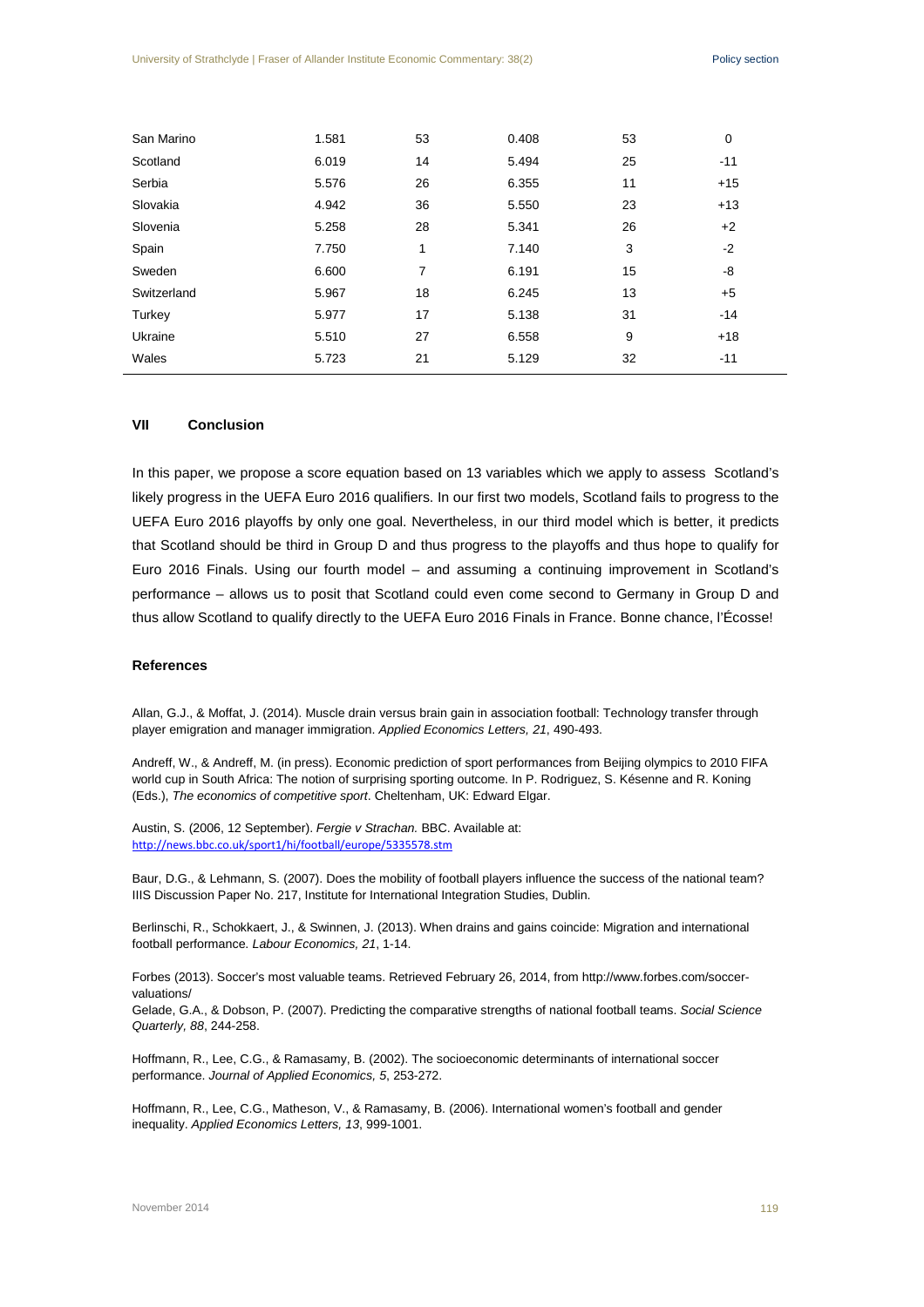| | | | | | |
|---|---|---|---|---|---|
| San Marino | 1.581 | 53 | 0.408 | 53 | 0 |
| Scotland | 6.019 | 14 | 5.494 | 25 | -11 |
| Serbia | 5.576 | 26 | 6.355 | 11 | +15 |
| Slovakia | 4.942 | 36 | 5.550 | 23 | +13 |
| Slovenia | 5.258 | 28 | 5.341 | 26 | +2 |
| Spain | 7.750 | 1 | 7.140 | 3 | -2 |
| Sweden | 6.600 | 7 | 6.191 | 15 | -8 |
| Switzerland | 5.967 | 18 | 6.245 | 13 | +5 |
| Turkey | 5.977 | 17 | 5.138 | 31 | -14 |
| Ukraine | 5.510 | 27 | 6.558 | 9 | +18 |
| Wales | 5.723 | 21 | 5.129 | 32 | -11 |

## VII Conclusion

In this paper, we propose a score equation based on 13 variables which we apply to assess Scotland's likely progress in the UEFA Euro 2016 qualifiers. In our first two models, Scotland fails to progress to the UEFA Euro 2016 playoffs by only one goal. Nevertheless, in our third model which is better, it predicts that Scotland should be third in Group D and thus progress to the playoffs and thus hope to qualify for Euro 2016 Finals. Using our fourth model – and assuming a continuing improvement in Scotland's performance – allows us to posit that Scotland could even come second to Germany in Group D and thus allow Scotland to qualify directly to the UEFA Euro 2016 Finals in France. Bonne chance, l'Écosse!

### References

Allan, G.J., & Moffat, J. (2014). Muscle drain versus brain gain in association football: Technology transfer through player emigration and manager immigration. *Applied Economics Letters, 21*, 490-493.

Andreff, W., & Andreff, M. (in press). Economic prediction of sport performances from Beijing olympics to 2010 FIFA world cup in South Africa: The notion of surprising sporting outcome. In P. Rodriguez, S. Késenne and R. Koning (Eds.), *The economics of competitive sport*. Cheltenham, UK: Edward Elgar.

Austin, S. (2006, 12 September). *Fergie v Strachan.* BBC. Available at: http://news.bbc.co.uk/sport1/hi/football/europe/5335578.stm

Baur, D.G., & Lehmann, S. (2007). Does the mobility of football players influence the success of the national team? IIIS Discussion Paper No. 217, Institute for International Integration Studies, Dublin.

Berlinschi, R., Schokkaert, J., & Swinnen, J. (2013). When drains and gains coincide: Migration and international football performance. *Labour Economics, 21*, 1-14.

Forbes (2013). Soccer's most valuable teams. Retrieved February 26, 2014, from http://www.forbes.com/soccer-valuations/

Gelade, G.A., & Dobson, P. (2007). Predicting the comparative strengths of national football teams. *Social Science Quarterly, 88*, 244-258.

Hoffmann, R., Lee, C.G., & Ramasamy, B. (2002). The socioeconomic determinants of international soccer performance. *Journal of Applied Economics, 5*, 253-272.

Hoffmann, R., Lee, C.G., Matheson, V., & Ramasamy, B. (2006). International women's football and gender inequality. *Applied Economics Letters, 13*, 999-1001.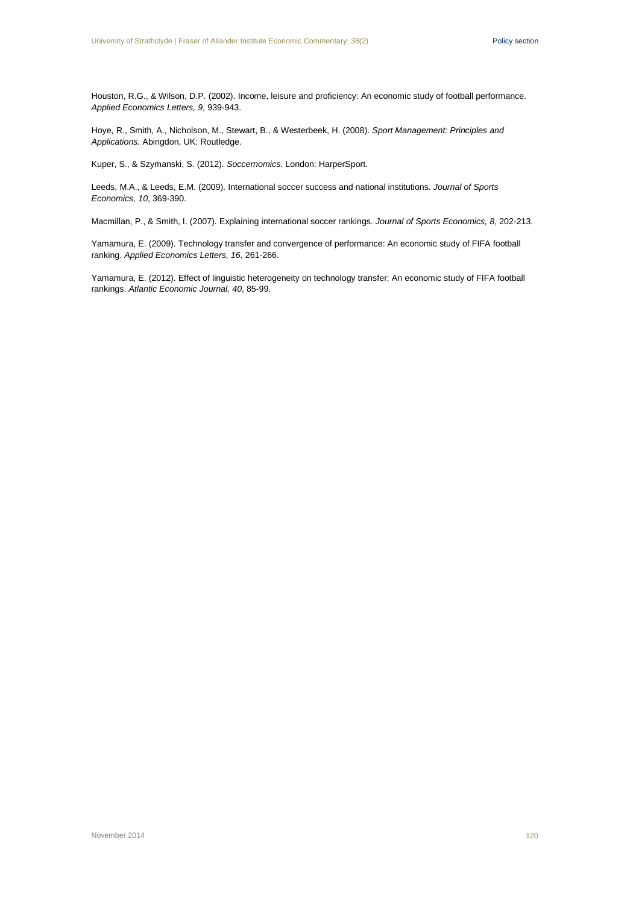Houston, R.G., & Wilson, D.P. (2002). Income, leisure and proficiency: An economic study of football performance. *Applied Economics Letters, 9*, 939-943.

Hoye, R., Smith, A., Nicholson, M., Stewart, B., & Westerbeek, H. (2008). *Sport Management: Principles and Applications.* Abingdon, UK: Routledge.

Kuper, S., & Szymanski, S. (2012). *Soccernomics*. London: HarperSport.

Leeds, M.A., & Leeds, E.M. (2009). International soccer success and national institutions. *Journal of Sports Economics, 10*, 369-390.

Macmillan, P., & Smith, I. (2007). Explaining international soccer rankings. *Journal of Sports Economics, 8*, 202-213.

Yamamura, E. (2009). Technology transfer and convergence of performance: An economic study of FIFA football ranking. *Applied Economics Letters, 16*, 261-266.

Yamamura, E. (2012). Effect of linguistic heterogeneity on technology transfer: An economic study of FIFA football rankings. *Atlantic Economic Journal, 40*, 85-99.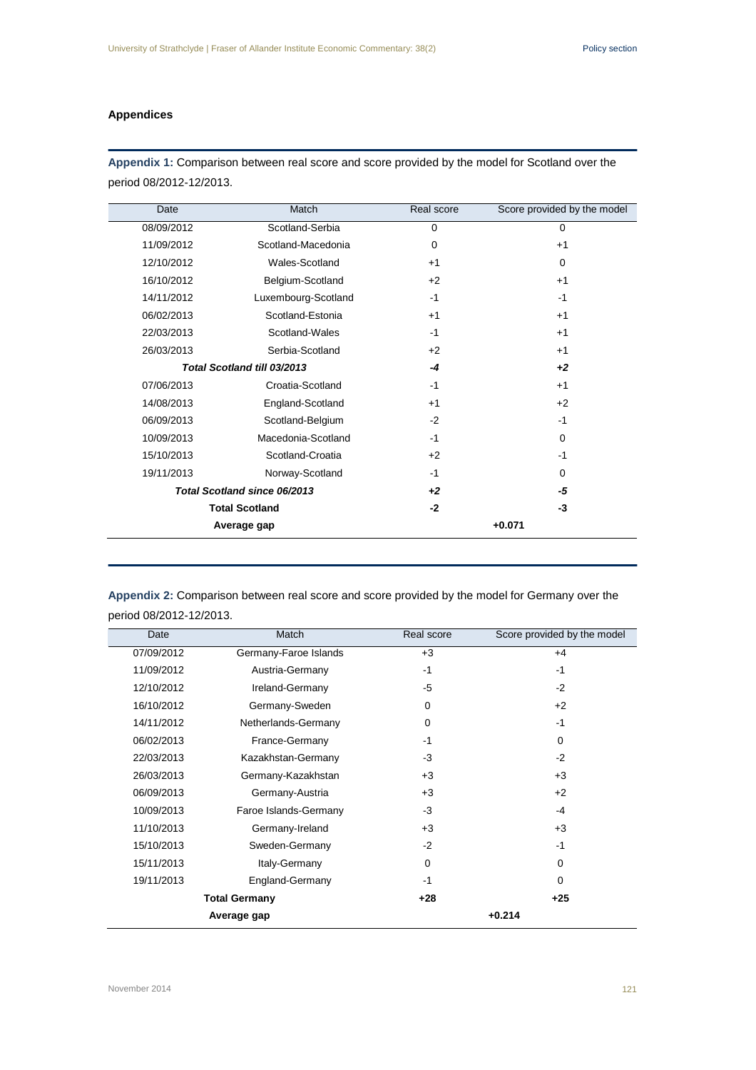### Appendices

**Appendix 1:** Comparison between real score and score provided by the model for Scotland over the period 08/2012-12/2013.

| Date | Match | Real score | Score provided by the model |
|---|---|---|---|
| 08/09/2012 | Scotland-Serbia | 0 | 0 |
| 11/09/2012 | Scotland-Macedonia | 0 | +1 |
| 12/10/2012 | Wales-Scotland | +1 | 0 |
| 16/10/2012 | Belgium-Scotland | +2 | +1 |
| 14/11/2012 | Luxembourg-Scotland | -1 | -1 |
| 06/02/2013 | Scotland-Estonia | +1 | +1 |
| 22/03/2013 | Scotland-Wales | -1 | +1 |
| 26/03/2013 | Serbia-Scotland | +2 | +1 |
| ***Total Scotland till 03/2013*** | | ***-4*** | ***+2*** |
| 07/06/2013 | Croatia-Scotland | -1 | +1 |
| 14/08/2013 | England-Scotland | +1 | +2 |
| 06/09/2013 | Scotland-Belgium | -2 | -1 |
| 10/09/2013 | Macedonia-Scotland | -1 | 0 |
| 15/10/2013 | Scotland-Croatia | +2 | -1 |
| 19/11/2013 | Norway-Scotland | -1 | 0 |
| ***Total Scotland since 06/2013*** | | ***+2*** | ***-5*** |
| **Total Scotland** | | **-2** | **-3** |
| **Average gap** | | **+0.071** | |

**Appendix 2:** Comparison between real score and score provided by the model for Germany over the period 08/2012-12/2013.

| Date | Match | Real score | Score provided by the model |
|---|---|---|---|
| 07/09/2012 | Germany-Faroe Islands | +3 | +4 |
| 11/09/2012 | Austria-Germany | -1 | -1 |
| 12/10/2012 | Ireland-Germany | -5 | -2 |
| 16/10/2012 | Germany-Sweden | 0 | +2 |
| 14/11/2012 | Netherlands-Germany | 0 | -1 |
| 06/02/2013 | France-Germany | -1 | 0 |
| 22/03/2013 | Kazakhstan-Germany | -3 | -2 |
| 26/03/2013 | Germany-Kazakhstan | +3 | +3 |
| 06/09/2013 | Germany-Austria | +3 | +2 |
| 10/09/2013 | Faroe Islands-Germany | -3 | -4 |
| 11/10/2013 | Germany-Ireland | +3 | +3 |
| 15/10/2013 | Sweden-Germany | -2 | -1 |
| 15/11/2013 | Italy-Germany | 0 | 0 |
| 19/11/2013 | England-Germany | -1 | 0 |
| **Total Germany** | | **+28** | **+25** |
| **Average gap** | | **+0.214** | |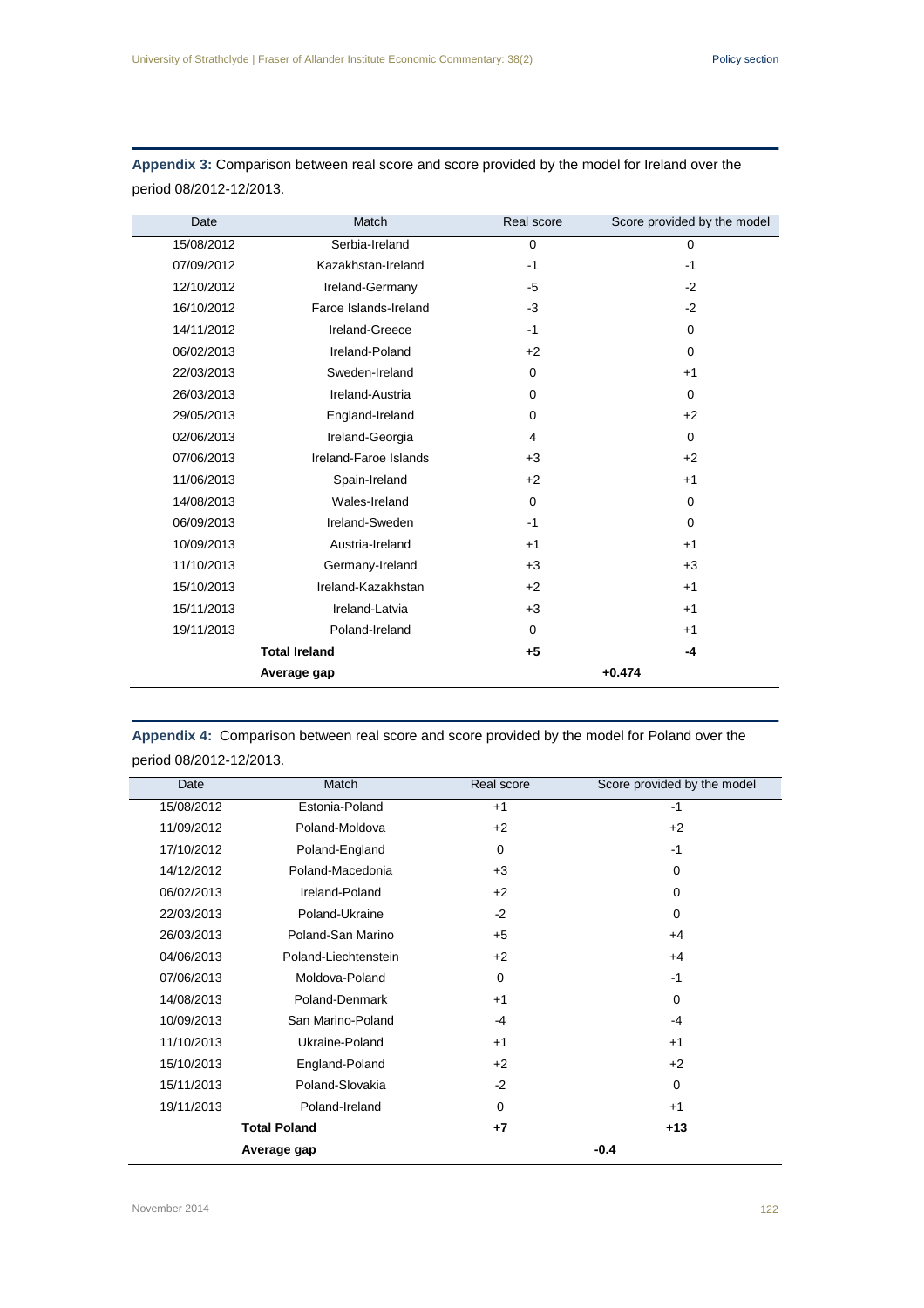**Appendix 3:** Comparison between real score and score provided by the model for Ireland over the period 08/2012-12/2013.

| Date | Match | Real score | Score provided by the model |
|---|---|---|---|
| 15/08/2012 | Serbia-Ireland | 0 | 0 |
| 07/09/2012 | Kazakhstan-Ireland | -1 | -1 |
| 12/10/2012 | Ireland-Germany | -5 | -2 |
| 16/10/2012 | Faroe Islands-Ireland | -3 | -2 |
| 14/11/2012 | Ireland-Greece | -1 | 0 |
| 06/02/2013 | Ireland-Poland | +2 | 0 |
| 22/03/2013 | Sweden-Ireland | 0 | +1 |
| 26/03/2013 | Ireland-Austria | 0 | 0 |
| 29/05/2013 | England-Ireland | 0 | +2 |
| 02/06/2013 | Ireland-Georgia | 4 | 0 |
| 07/06/2013 | Ireland-Faroe Islands | +3 | +2 |
| 11/06/2013 | Spain-Ireland | +2 | +1 |
| 14/08/2013 | Wales-Ireland | 0 | 0 |
| 06/09/2013 | Ireland-Sweden | -1 | 0 |
| 10/09/2013 | Austria-Ireland | +1 | +1 |
| 11/10/2013 | Germany-Ireland | +3 | +3 |
| 15/10/2013 | Ireland-Kazakhstan | +2 | +1 |
| 15/11/2013 | Ireland-Latvia | +3 | +1 |
| 19/11/2013 | Poland-Ireland | 0 | +1 |
| | **Total Ireland** | **+5** | **-4** |
| | **Average gap** | **+0.474** | |

**Appendix 4:** Comparison between real score and score provided by the model for Poland over the period 08/2012-12/2013.

| Date | Match | Real score | Score provided by the model |
|---|---|---|---|
| 15/08/2012 | Estonia-Poland | +1 | -1 |
| 11/09/2012 | Poland-Moldova | +2 | +2 |
| 17/10/2012 | Poland-England | 0 | -1 |
| 14/12/2012 | Poland-Macedonia | +3 | 0 |
| 06/02/2013 | Ireland-Poland | +2 | 0 |
| 22/03/2013 | Poland-Ukraine | -2 | 0 |
| 26/03/2013 | Poland-San Marino | +5 | +4 |
| 04/06/2013 | Poland-Liechtenstein | +2 | +4 |
| 07/06/2013 | Moldova-Poland | 0 | -1 |
| 14/08/2013 | Poland-Denmark | +1 | 0 |
| 10/09/2013 | San Marino-Poland | -4 | -4 |
| 11/10/2013 | Ukraine-Poland | +1 | +1 |
| 15/10/2013 | England-Poland | +2 | +2 |
| 15/11/2013 | Poland-Slovakia | -2 | 0 |
| 19/11/2013 | Poland-Ireland | 0 | +1 |
| | **Total Poland** | **+7** | **+13** |
| | **Average gap** | **-0.4** | |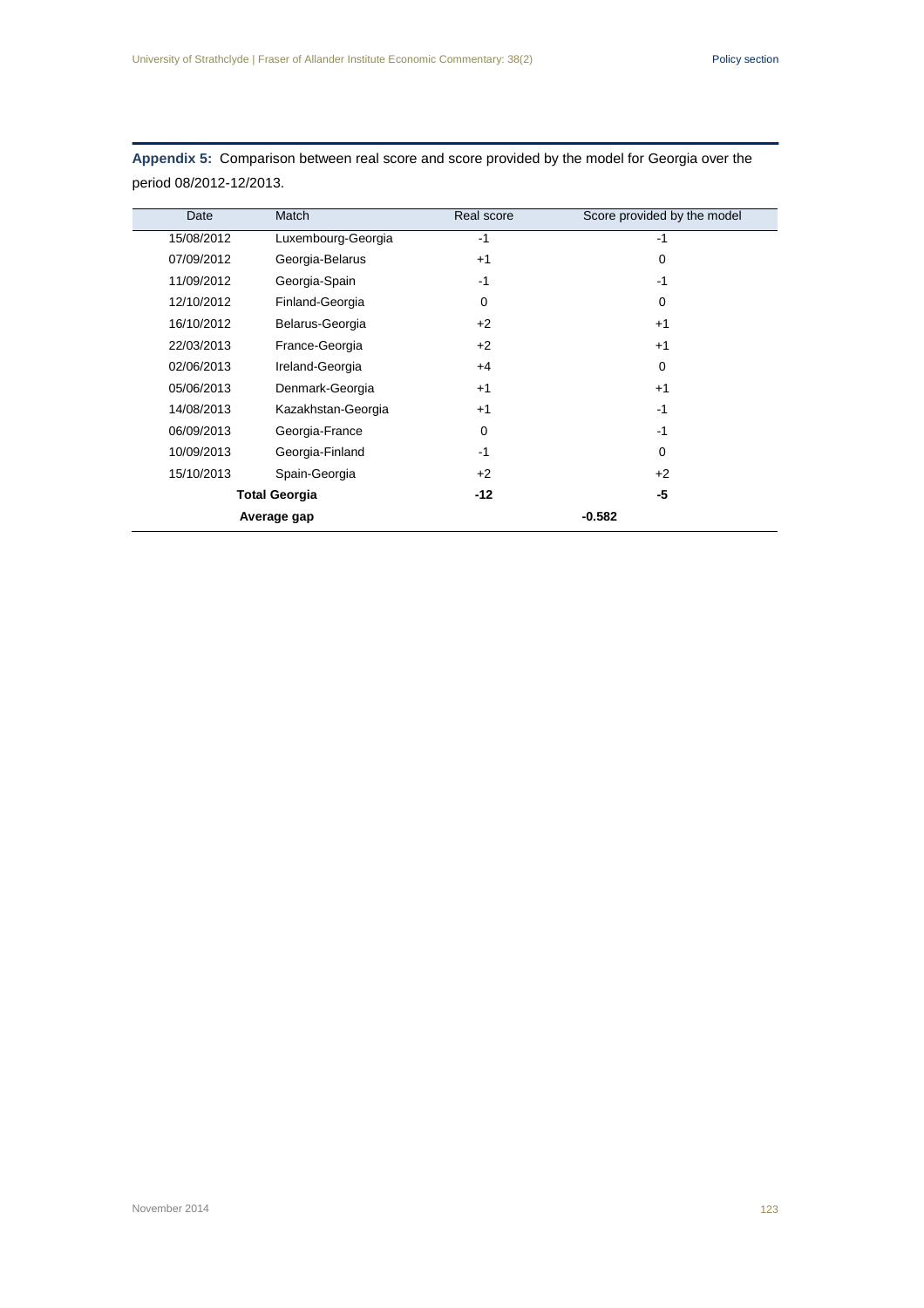**Appendix 5:** Comparison between real score and score provided by the model for Georgia over the period 08/2012-12/2013.

| Date | Match | Real score | Score provided by the model |
|---|---|---|---|
| 15/08/2012 | Luxembourg-Georgia | -1 | -1 |
| 07/09/2012 | Georgia-Belarus | +1 | 0 |
| 11/09/2012 | Georgia-Spain | -1 | -1 |
| 12/10/2012 | Finland-Georgia | 0 | 0 |
| 16/10/2012 | Belarus-Georgia | +2 | +1 |
| 22/03/2013 | France-Georgia | +2 | +1 |
| 02/06/2013 | Ireland-Georgia | +4 | 0 |
| 05/06/2013 | Denmark-Georgia | +1 | +1 |
| 14/08/2013 | Kazakhstan-Georgia | +1 | -1 |
| 06/09/2013 | Georgia-France | 0 | -1 |
| 10/09/2013 | Georgia-Finland | -1 | 0 |
| 15/10/2013 | Spain-Georgia | +2 | +2 |
| **Total Georgia** | | **-12** | **-5** |
| **Average gap** | | **-0.582** | |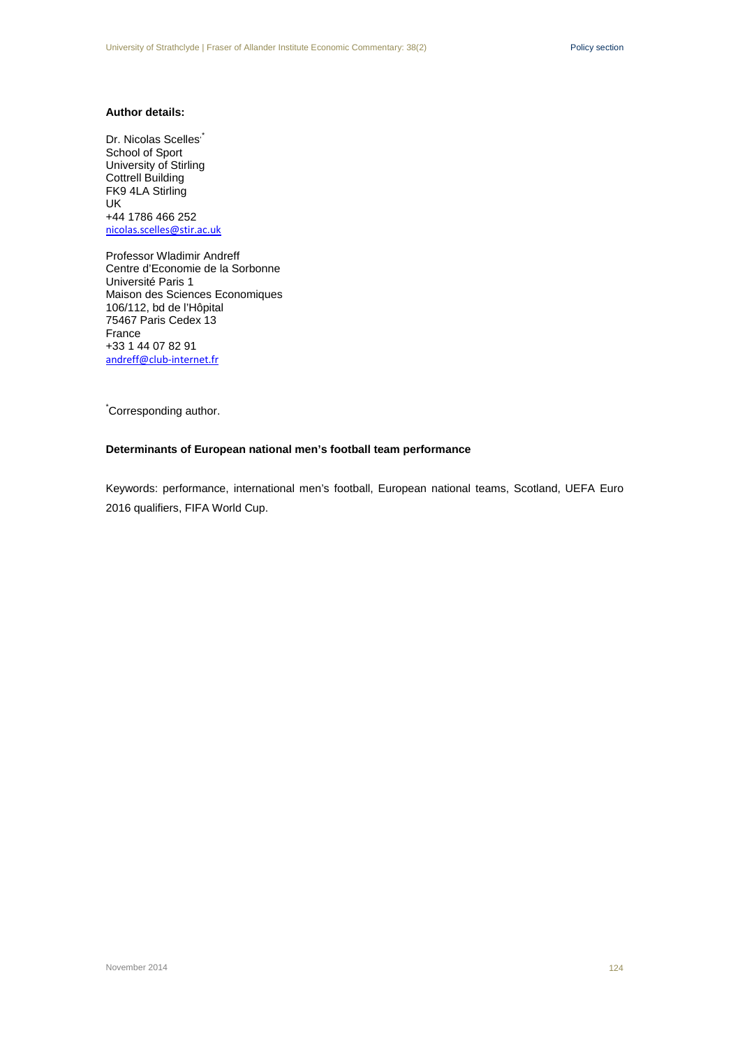**Author details:**

Dr. Nicolas Scelles[*]
School of Sport
University of Stirling
Cottrell Building
FK9 4LA Stirling
UK
+44 1786 466 252
nicolas.scelles@stir.ac.uk

Professor Wladimir Andreff
Centre d'Economie de la Sorbonne
Université Paris 1
Maison des Sciences Economiques
106/112, bd de l'Hôpital
75467 Paris Cedex 13
France
+33 1 44 07 82 91
andreff@club-internet.fr

[*]Corresponding author.

**Determinants of European national men's football team performance**

Keywords: performance, international men's football, European national teams, Scotland, UEFA Euro 2016 qualifiers, FIFA World Cup.